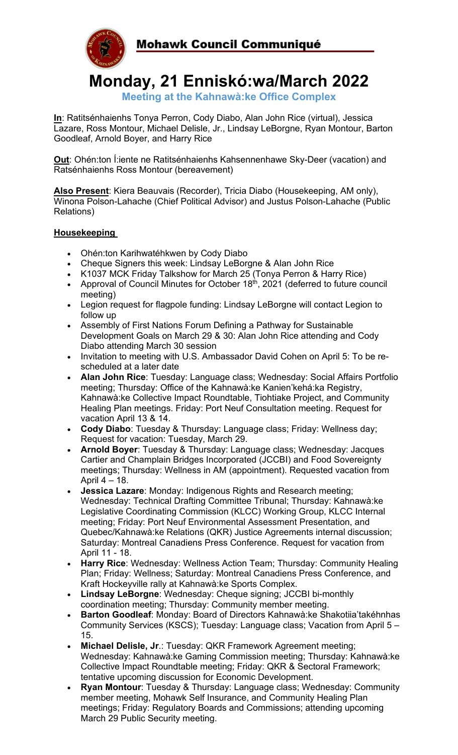# Mohawk Council Communiqué

# Monday, 21 Enniskó:wa/March 2022

**Meeting at the Kahnawà:ke Office Complex**

**In**: Ratitsénhaienhs Tonya Perron, Cody Diabo, Alan John Rice (virtual), Jessica Lazare, Ross Montour, Michael Delisle, Jr., Lindsay LeBorgne, Ryan Montour, Barton Goodleaf, Arnold Boyer, and Harry Rice

**Out**: Ohén:ton Í:iente ne Ratitsénhaienhs Kahsennenhawe Sky-Deer (vacation) and Ratsénhaienhs Ross Montour (bereavement)

**Also Present**: Kiera Beauvais (Recorder), Tricia Diabo (Housekeeping, AM only), Winona Polson-Lahache (Chief Political Advisor) and Justus Polson-Lahache (Public Relations)

## Housekeeping

- Ohén:ton Karihwatéhkwen by Cody Diabo
- Cheque Signers this week: Lindsay LeBorgne & Alan John Rice
- K1037 MCK Friday Talkshow for March 25 (Tonya Perron & Harry Rice)
- Approval of Council Minutes for October 18th, 2021 (deferred to future council meeting)
- Legion request for flagpole funding: Lindsay LeBorgne will contact Legion to follow up
- Assembly of First Nations Forum Defining a Pathway for Sustainable Development Goals on March 29 & 30: Alan John Rice attending and Cody Diabo attending March 30 session
- Invitation to meeting with U.S. Ambassador David Cohen on April 5: To be re-scheduled at a later date
- **Alan John Rice**: Tuesday: Language class; Wednesday: Social Affairs Portfolio meeting; Thursday: Office of the Kahnawà:ke Kanien'kehá:ka Registry, Kahnawà:ke Collective Impact Roundtable, Tiohtiake Project, and Community Healing Plan meetings. Friday: Port Neuf Consultation meeting. Request for vacation April 13 & 14.
- **Cody Diabo**: Tuesday & Thursday: Language class; Friday: Wellness day; Request for vacation: Tuesday, March 29.
- **Arnold Boyer**: Tuesday & Thursday: Language class; Wednesday: Jacques Cartier and Champlain Bridges Incorporated (JCCBI) and Food Sovereignty meetings; Thursday: Wellness in AM (appointment). Requested vacation from April 4 – 18.
- **Jessica Lazare**: Monday: Indigenous Rights and Research meeting; Wednesday: Technical Drafting Committee Tribunal; Thursday: Kahnawà:ke Legislative Coordinating Commission (KLCC) Working Group, KLCC Internal meeting; Friday: Port Neuf Environmental Assessment Presentation, and Quebec/Kahnawà:ke Relations (QKR) Justice Agreements internal discussion; Saturday: Montreal Canadiens Press Conference. Request for vacation from April 11 - 18.
- **Harry Rice**: Wednesday: Wellness Action Team; Thursday: Community Healing Plan; Friday: Wellness; Saturday: Montreal Canadiens Press Conference, and Kraft Hockeyville rally at Kahnawà:ke Sports Complex.
- **Lindsay LeBorgne**: Wednesday: Cheque signing; JCCBI bi-monthly coordination meeting; Thursday: Community member meeting.
- **Barton Goodleaf**: Monday: Board of Directors Kahnawà:ke Shakotiia'takéhnhas Community Services (KSCS); Tuesday: Language class; Vacation from April 5 – 15.
- **Michael Delisle, Jr**.: Tuesday: QKR Framework Agreement meeting; Wednesday: Kahnawà:ke Gaming Commission meeting; Thursday: Kahnawà:ke Collective Impact Roundtable meeting; Friday: QKR & Sectoral Framework; tentative upcoming discussion for Economic Development.
- **Ryan Montour**: Tuesday & Thursday: Language class; Wednesday: Community member meeting, Mohawk Self Insurance, and Community Healing Plan meetings; Friday: Regulatory Boards and Commissions; attending upcoming March 29 Public Security meeting.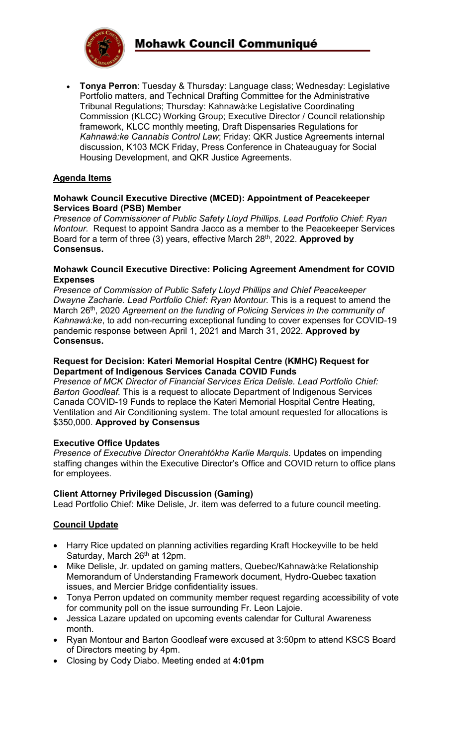- **Tonya Perron**: Tuesday & Thursday: Language class; Wednesday: Legislative Portfolio matters, and Technical Drafting Committee for the Administrative Tribunal Regulations; Thursday: Kahnawà:ke Legislative Coordinating Commission (KLCC) Working Group; Executive Director / Council relationship framework, KLCC monthly meeting, Draft Dispensaries Regulations for *Kahnawà:ke Cannabis Control Law*; Friday: QKR Justice Agreements internal discussion, K103 MCK Friday, Press Conference in Chateauguay for Social Housing Development, and QKR Justice Agreements.

## Agenda Items

### Mohawk Council Executive Directive (MCED): Appointment of Peacekeeper Services Board (PSB) Member

*Presence of Commissioner of Public Safety Lloyd Phillips. Lead Portfolio Chief: Ryan Montour.* Request to appoint Sandra Jacco as a member to the Peacekeeper Services Board for a term of three (3) years, effective March 28th, 2022. **Approved by Consensus.**

### Mohawk Council Executive Directive: Policing Agreement Amendment for COVID Expenses

*Presence of Commission of Public Safety Lloyd Phillips and Chief Peacekeeper Dwayne Zacharie. Lead Portfolio Chief: Ryan Montour.* This is a request to amend the March 26th, 2020 *Agreement on the funding of Policing Services in the community of Kahnawà:ke*, to add non-recurring exceptional funding to cover expenses for COVID-19 pandemic response between April 1, 2021 and March 31, 2022. **Approved by Consensus.**

### Request for Decision: Kateri Memorial Hospital Centre (KMHC) Request for Department of Indigenous Services Canada COVID Funds

*Presence of MCK Director of Financial Services Erica Delisle. Lead Portfolio Chief: Barton Goodleaf.* This is a request to allocate Department of Indigenous Services Canada COVID-19 Funds to replace the Kateri Memorial Hospital Centre Heating, Ventilation and Air Conditioning system. The total amount requested for allocations is $350,000. **Approved by Consensus**

### Executive Office Updates

*Presence of Executive Director Onerahtókha Karlie Marquis*. Updates on impending staffing changes within the Executive Director's Office and COVID return to office plans for employees.

### Client Attorney Privileged Discussion (Gaming)

Lead Portfolio Chief: Mike Delisle, Jr. item was deferred to a future council meeting.

## Council Update

- Harry Rice updated on planning activities regarding Kraft Hockeyville to be held Saturday, March 26th at 12pm.
- Mike Delisle, Jr. updated on gaming matters, Quebec/Kahnawà:ke Relationship Memorandum of Understanding Framework document, Hydro-Quebec taxation issues, and Mercier Bridge confidentiality issues.
- Tonya Perron updated on community member request regarding accessibility of vote for community poll on the issue surrounding Fr. Leon Lajoie.
- Jessica Lazare updated on upcoming events calendar for Cultural Awareness month.
- Ryan Montour and Barton Goodleaf were excused at 3:50pm to attend KSCS Board of Directors meeting by 4pm.
- Closing by Cody Diabo. Meeting ended at **4:01pm**